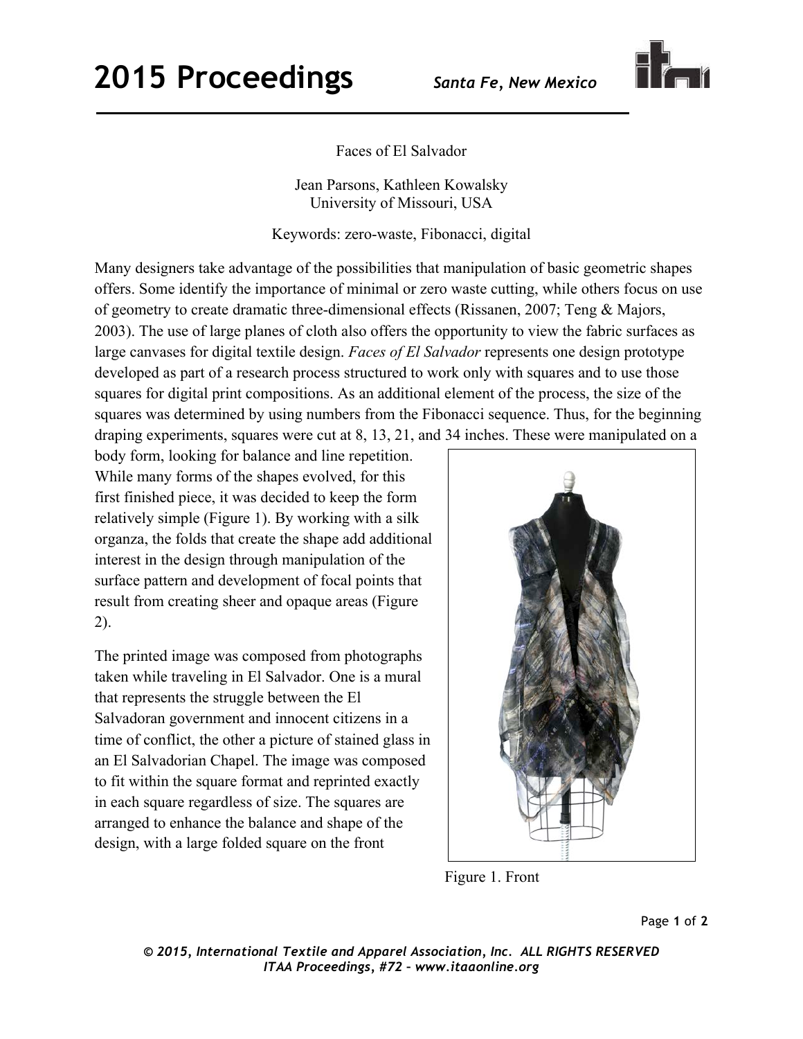# Faces of El Salvador

Jean Parsons, Kathleen Kowalsky
University of Missouri, USA

Keywords: zero-waste, Fibonacci, digital

Many designers take advantage of the possibilities that manipulation of basic geometric shapes offers. Some identify the importance of minimal or zero waste cutting, while others focus on use of geometry to create dramatic three-dimensional effects (Rissanen, 2007; Teng & Majors, 2003). The use of large planes of cloth also offers the opportunity to view the fabric surfaces as large canvases for digital textile design. *Faces of El Salvador* represents one design prototype developed as part of a research process structured to work only with squares and to use those squares for digital print compositions. As an additional element of the process, the size of the squares was determined by using numbers from the Fibonacci sequence. Thus, for the beginning draping experiments, squares were cut at 8, 13, 21, and 34 inches. These were manipulated on a body form, looking for balance and line repetition. While many forms of the shapes evolved, for this first finished piece, it was decided to keep the form relatively simple (Figure 1). By working with a silk organza, the folds that create the shape add additional interest in the design through manipulation of the surface pattern and development of focal points that result from creating sheer and opaque areas (Figure 2).

The printed image was composed from photographs taken while traveling in El Salvador. One is a mural that represents the struggle between the El Salvadoran government and innocent citizens in a time of conflict, the other a picture of stained glass in an El Salvadorian Chapel. The image was composed to fit within the square format and reprinted exactly in each square regardless of size. The squares are arranged to enhance the balance and shape of the design, with a large folded square on the front

Figure 1. Front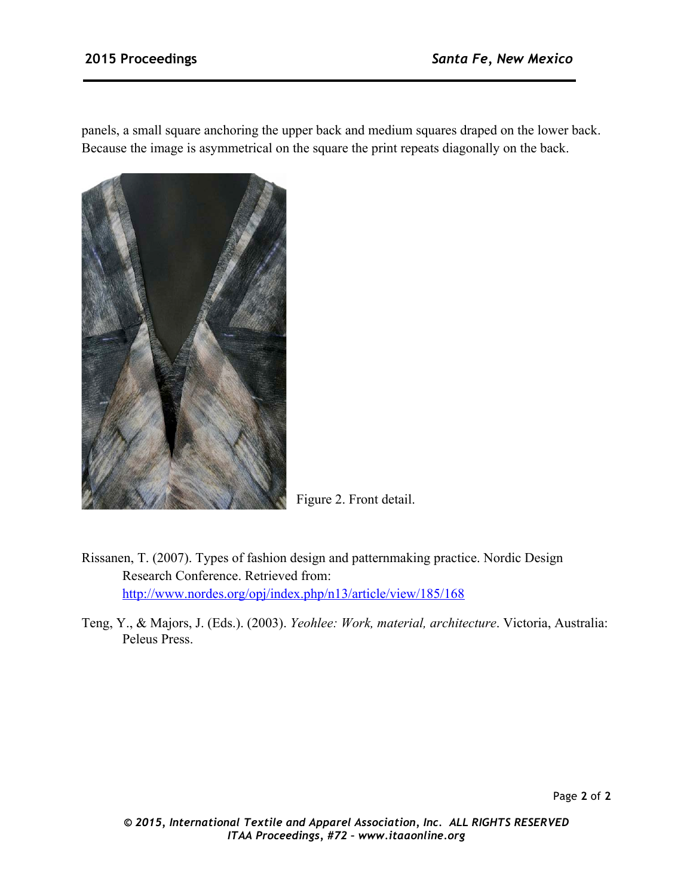panels, a small square anchoring the upper back and medium squares draped on the lower back. Because the image is asymmetrical on the square the print repeats diagonally on the back.

Figure 2. Front detail.

Rissanen, T. (2007). Types of fashion design and patternmaking practice. Nordic Design Research Conference. Retrieved from: http://www.nordes.org/opj/index.php/n13/article/view/185/168

Teng, Y., & Majors, J. (Eds.). (2003). *Yeohlee: Work, material, architecture*. Victoria, Australia: Peleus Press.